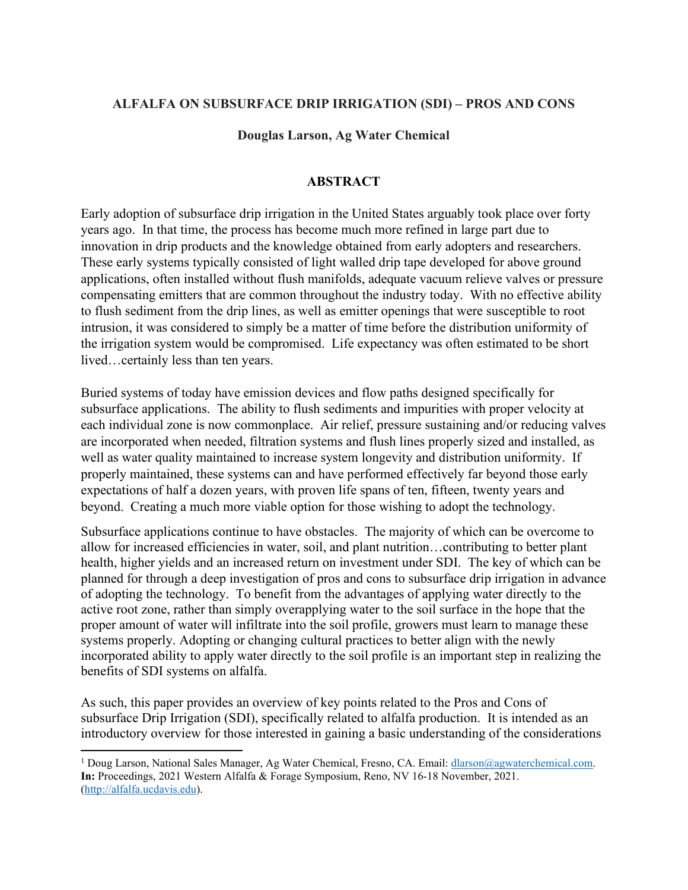# ALFALFA ON SUBSURFACE DRIP IRRIGATION (SDI) – PROS AND CONS

**Douglas Larson, Ag Water Chemical**

## ABSTRACT

Early adoption of subsurface drip irrigation in the United States arguably took place over forty years ago. In that time, the process has become much more refined in large part due to innovation in drip products and the knowledge obtained from early adopters and researchers. These early systems typically consisted of light walled drip tape developed for above ground applications, often installed without flush manifolds, adequate vacuum relieve valves or pressure compensating emitters that are common throughout the industry today. With no effective ability to flush sediment from the drip lines, as well as emitter openings that were susceptible to root intrusion, it was considered to simply be a matter of time before the distribution uniformity of the irrigation system would be compromised. Life expectancy was often estimated to be short lived…certainly less than ten years.

Buried systems of today have emission devices and flow paths designed specifically for subsurface applications. The ability to flush sediments and impurities with proper velocity at each individual zone is now commonplace. Air relief, pressure sustaining and/or reducing valves are incorporated when needed, filtration systems and flush lines properly sized and installed, as well as water quality maintained to increase system longevity and distribution uniformity. If properly maintained, these systems can and have performed effectively far beyond those early expectations of half a dozen years, with proven life spans of ten, fifteen, twenty years and beyond. Creating a much more viable option for those wishing to adopt the technology.

Subsurface applications continue to have obstacles. The majority of which can be overcome to allow for increased efficiencies in water, soil, and plant nutrition…contributing to better plant health, higher yields and an increased return on investment under SDI. The key of which can be planned for through a deep investigation of pros and cons to subsurface drip irrigation in advance of adopting the technology. To benefit from the advantages of applying water directly to the active root zone, rather than simply overapplying water to the soil surface in the hope that the proper amount of water will infiltrate into the soil profile, growers must learn to manage these systems properly. Adopting or changing cultural practices to better align with the newly incorporated ability to apply water directly to the soil profile is an important step in realizing the benefits of SDI systems on alfalfa.

As such, this paper provides an overview of key points related to the Pros and Cons of subsurface Drip Irrigation (SDI), specifically related to alfalfa production. It is intended as an introductory overview for those interested in gaining a basic understanding of the considerations

---

[1] Doug Larson, National Sales Manager, Ag Water Chemical, Fresno, CA. Email: dlarson@agwaterchemical.com. **In:** Proceedings, 2021 Western Alfalfa & Forage Symposium, Reno, NV 16-18 November, 2021. (http://alfalfa.ucdavis.edu).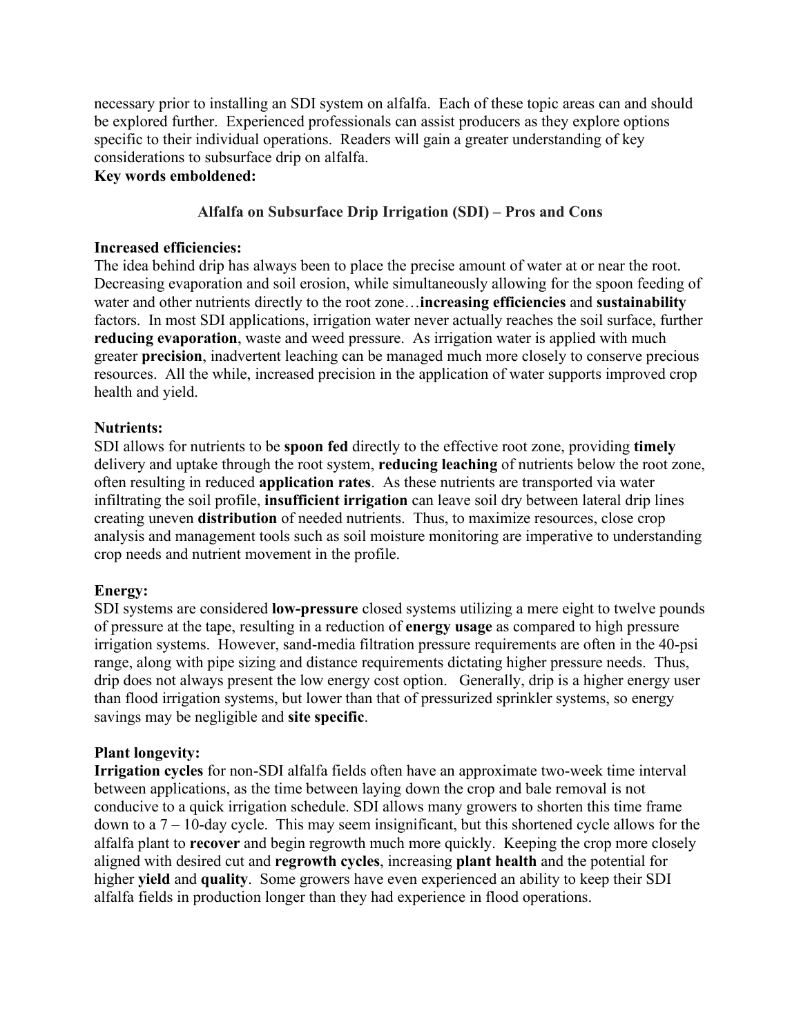necessary prior to installing an SDI system on alfalfa. Each of these topic areas can and should be explored further. Experienced professionals can assist producers as they explore options specific to their individual operations. Readers will gain a greater understanding of key considerations to subsurface drip on alfalfa.

**Key words emboldened:**

## Alfalfa on Subsurface Drip Irrigation (SDI) – Pros and Cons

### Increased efficiencies:

The idea behind drip has always been to place the precise amount of water at or near the root. Decreasing evaporation and soil erosion, while simultaneously allowing for the spoon feeding of water and other nutrients directly to the root zone…**increasing efficiencies** and **sustainability** factors. In most SDI applications, irrigation water never actually reaches the soil surface, further **reducing evaporation**, waste and weed pressure. As irrigation water is applied with much greater **precision**, inadvertent leaching can be managed much more closely to conserve precious resources. All the while, increased precision in the application of water supports improved crop health and yield.

### Nutrients:

SDI allows for nutrients to be **spoon fed** directly to the effective root zone, providing **timely** delivery and uptake through the root system, **reducing leaching** of nutrients below the root zone, often resulting in reduced **application rates**. As these nutrients are transported via water infiltrating the soil profile, **insufficient irrigation** can leave soil dry between lateral drip lines creating uneven **distribution** of needed nutrients. Thus, to maximize resources, close crop analysis and management tools such as soil moisture monitoring are imperative to understanding crop needs and nutrient movement in the profile.

### Energy:

SDI systems are considered **low-pressure** closed systems utilizing a mere eight to twelve pounds of pressure at the tape, resulting in a reduction of **energy usage** as compared to high pressure irrigation systems. However, sand-media filtration pressure requirements are often in the 40-psi range, along with pipe sizing and distance requirements dictating higher pressure needs. Thus, drip does not always present the low energy cost option. Generally, drip is a higher energy user than flood irrigation systems, but lower than that of pressurized sprinkler systems, so energy savings may be negligible and **site specific**.

### Plant longevity:

**Irrigation cycles** for non-SDI alfalfa fields often have an approximate two-week time interval between applications, as the time between laying down the crop and bale removal is not conducive to a quick irrigation schedule. SDI allows many growers to shorten this time frame down to a 7 – 10-day cycle. This may seem insignificant, but this shortened cycle allows for the alfalfa plant to **recover** and begin regrowth much more quickly. Keeping the crop more closely aligned with desired cut and **regrowth cycles**, increasing **plant health** and the potential for higher **yield** and **quality**. Some growers have even experienced an ability to keep their SDI alfalfa fields in production longer than they had experience in flood operations.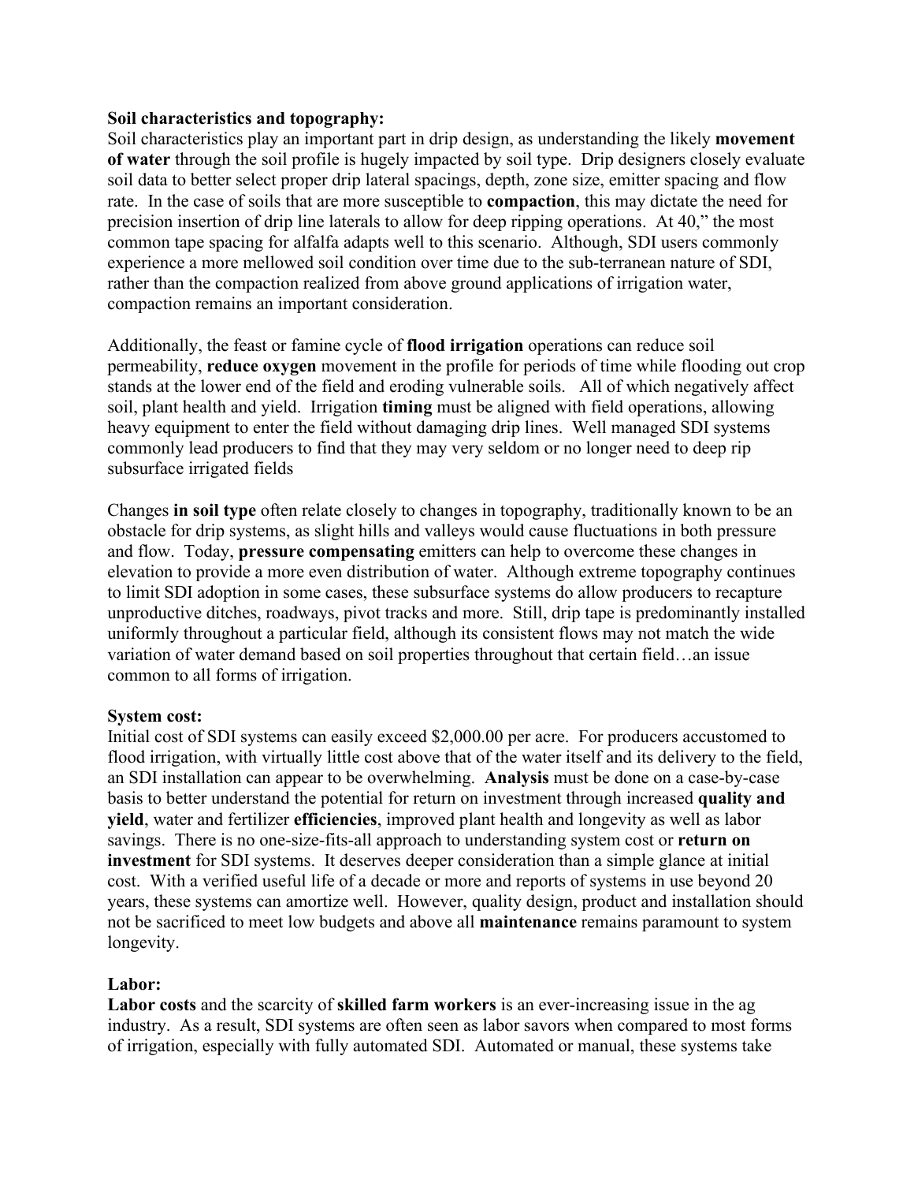**Soil characteristics and topography:**
Soil characteristics play an important part in drip design, as understanding the likely **movement of water** through the soil profile is hugely impacted by soil type. Drip designers closely evaluate soil data to better select proper drip lateral spacings, depth, zone size, emitter spacing and flow rate. In the case of soils that are more susceptible to **compaction**, this may dictate the need for precision insertion of drip line laterals to allow for deep ripping operations. At 40," the most common tape spacing for alfalfa adapts well to this scenario. Although, SDI users commonly experience a more mellowed soil condition over time due to the sub-terranean nature of SDI, rather than the compaction realized from above ground applications of irrigation water, compaction remains an important consideration.

Additionally, the feast or famine cycle of **flood irrigation** operations can reduce soil permeability, **reduce oxygen** movement in the profile for periods of time while flooding out crop stands at the lower end of the field and eroding vulnerable soils. All of which negatively affect soil, plant health and yield. Irrigation **timing** must be aligned with field operations, allowing heavy equipment to enter the field without damaging drip lines. Well managed SDI systems commonly lead producers to find that they may very seldom or no longer need to deep rip subsurface irrigated fields

Changes **in soil type** often relate closely to changes in topography, traditionally known to be an obstacle for drip systems, as slight hills and valleys would cause fluctuations in both pressure and flow. Today, **pressure compensating** emitters can help to overcome these changes in elevation to provide a more even distribution of water. Although extreme topography continues to limit SDI adoption in some cases, these subsurface systems do allow producers to recapture unproductive ditches, roadways, pivot tracks and more. Still, drip tape is predominantly installed uniformly throughout a particular field, although its consistent flows may not match the wide variation of water demand based on soil properties throughout that certain field…an issue common to all forms of irrigation.

**System cost:**
Initial cost of SDI systems can easily exceed $2,000.00 per acre. For producers accustomed to flood irrigation, with virtually little cost above that of the water itself and its delivery to the field, an SDI installation can appear to be overwhelming. **Analysis** must be done on a case-by-case basis to better understand the potential for return on investment through increased **quality and yield**, water and fertilizer **efficiencies**, improved plant health and longevity as well as labor savings. There is no one-size-fits-all approach to understanding system cost or **return on investment** for SDI systems. It deserves deeper consideration than a simple glance at initial cost. With a verified useful life of a decade or more and reports of systems in use beyond 20 years, these systems can amortize well. However, quality design, product and installation should not be sacrificed to meet low budgets and above all **maintenance** remains paramount to system longevity.

**Labor:**
**Labor costs** and the scarcity of **skilled farm workers** is an ever-increasing issue in the ag industry. As a result, SDI systems are often seen as labor savors when compared to most forms of irrigation, especially with fully automated SDI. Automated or manual, these systems take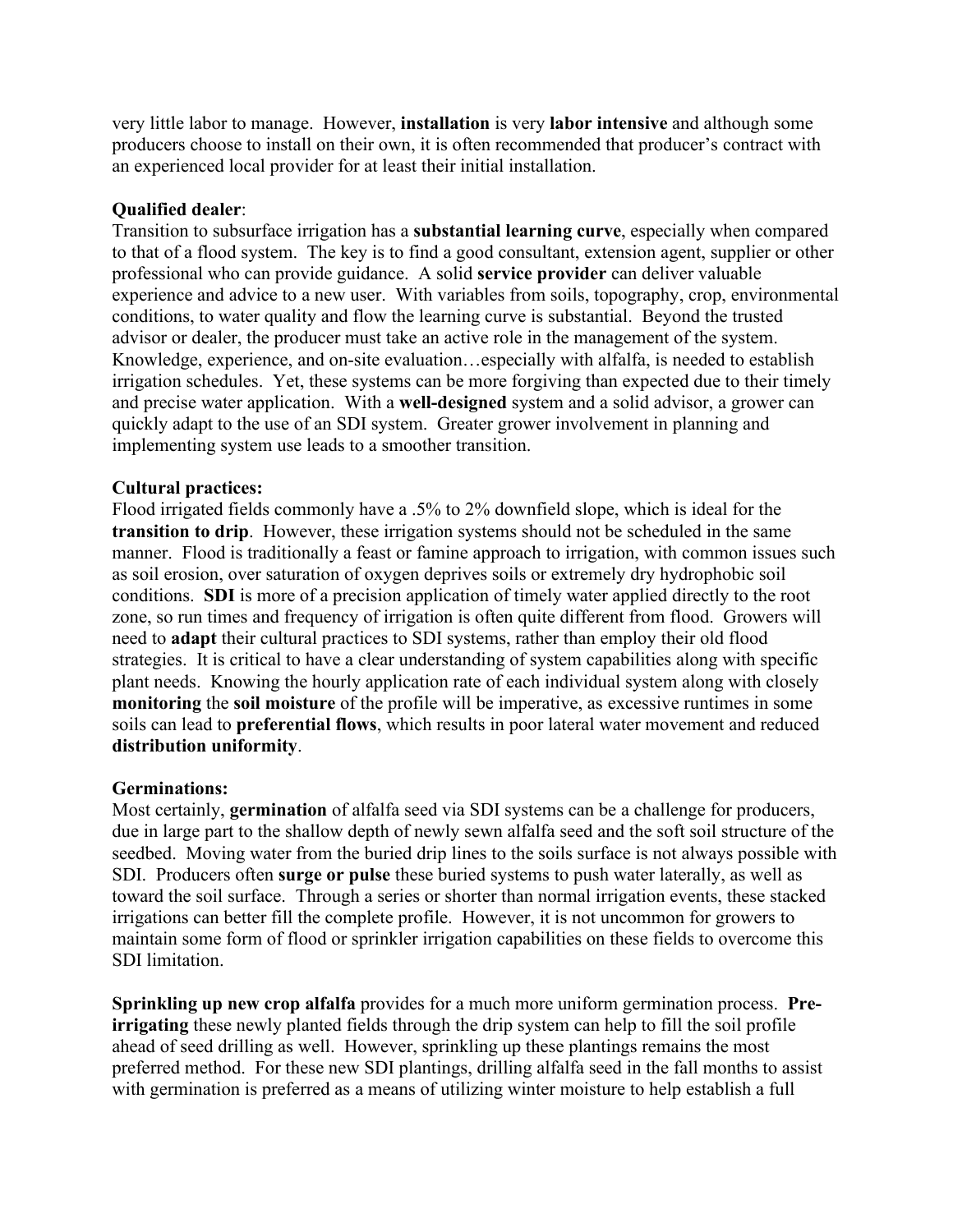very little labor to manage. However, **installation** is very **labor intensive** and although some producers choose to install on their own, it is often recommended that producer's contract with an experienced local provider for at least their initial installation.

**Qualified dealer**:
Transition to subsurface irrigation has a **substantial learning curve**, especially when compared to that of a flood system. The key is to find a good consultant, extension agent, supplier or other professional who can provide guidance. A solid **service provider** can deliver valuable experience and advice to a new user. With variables from soils, topography, crop, environmental conditions, to water quality and flow the learning curve is substantial. Beyond the trusted advisor or dealer, the producer must take an active role in the management of the system. Knowledge, experience, and on-site evaluation…especially with alfalfa, is needed to establish irrigation schedules. Yet, these systems can be more forgiving than expected due to their timely and precise water application. With a **well-designed** system and a solid advisor, a grower can quickly adapt to the use of an SDI system. Greater grower involvement in planning and implementing system use leads to a smoother transition.

**Cultural practices:**
Flood irrigated fields commonly have a .5% to 2% downfield slope, which is ideal for the **transition to drip**. However, these irrigation systems should not be scheduled in the same manner. Flood is traditionally a feast or famine approach to irrigation, with common issues such as soil erosion, over saturation of oxygen deprives soils or extremely dry hydrophobic soil conditions. **SDI** is more of a precision application of timely water applied directly to the root zone, so run times and frequency of irrigation is often quite different from flood. Growers will need to **adapt** their cultural practices to SDI systems, rather than employ their old flood strategies. It is critical to have a clear understanding of system capabilities along with specific plant needs. Knowing the hourly application rate of each individual system along with closely **monitoring** the **soil moisture** of the profile will be imperative, as excessive runtimes in some soils can lead to **preferential flows**, which results in poor lateral water movement and reduced **distribution uniformity**.

**Germinations:**
Most certainly, **germination** of alfalfa seed via SDI systems can be a challenge for producers, due in large part to the shallow depth of newly sewn alfalfa seed and the soft soil structure of the seedbed. Moving water from the buried drip lines to the soils surface is not always possible with SDI. Producers often **surge or pulse** these buried systems to push water laterally, as well as toward the soil surface. Through a series or shorter than normal irrigation events, these stacked irrigations can better fill the complete profile. However, it is not uncommon for growers to maintain some form of flood or sprinkler irrigation capabilities on these fields to overcome this SDI limitation.

**Sprinkling up new crop alfalfa** provides for a much more uniform germination process. **Pre-irrigating** these newly planted fields through the drip system can help to fill the soil profile ahead of seed drilling as well. However, sprinkling up these plantings remains the most preferred method. For these new SDI plantings, drilling alfalfa seed in the fall months to assist with germination is preferred as a means of utilizing winter moisture to help establish a full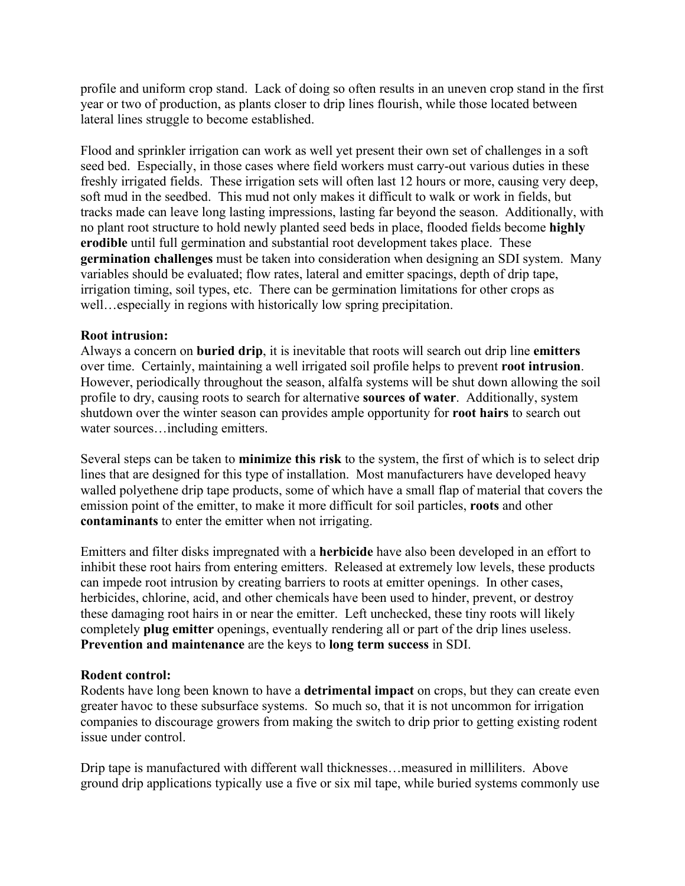profile and uniform crop stand. Lack of doing so often results in an uneven crop stand in the first year or two of production, as plants closer to drip lines flourish, while those located between lateral lines struggle to become established.

Flood and sprinkler irrigation can work as well yet present their own set of challenges in a soft seed bed. Especially, in those cases where field workers must carry-out various duties in these freshly irrigated fields. These irrigation sets will often last 12 hours or more, causing very deep, soft mud in the seedbed. This mud not only makes it difficult to walk or work in fields, but tracks made can leave long lasting impressions, lasting far beyond the season. Additionally, with no plant root structure to hold newly planted seed beds in place, flooded fields become **highly erodible** until full germination and substantial root development takes place. These **germination challenges** must be taken into consideration when designing an SDI system. Many variables should be evaluated; flow rates, lateral and emitter spacings, depth of drip tape, irrigation timing, soil types, etc. There can be germination limitations for other crops as well…especially in regions with historically low spring precipitation.

**Root intrusion:**
Always a concern on **buried drip**, it is inevitable that roots will search out drip line **emitters** over time. Certainly, maintaining a well irrigated soil profile helps to prevent **root intrusion**. However, periodically throughout the season, alfalfa systems will be shut down allowing the soil profile to dry, causing roots to search for alternative **sources of water**. Additionally, system shutdown over the winter season can provides ample opportunity for **root hairs** to search out water sources…including emitters.

Several steps can be taken to **minimize this risk** to the system, the first of which is to select drip lines that are designed for this type of installation. Most manufacturers have developed heavy walled polyethene drip tape products, some of which have a small flap of material that covers the emission point of the emitter, to make it more difficult for soil particles, **roots** and other **contaminants** to enter the emitter when not irrigating.

Emitters and filter disks impregnated with a **herbicide** have also been developed in an effort to inhibit these root hairs from entering emitters. Released at extremely low levels, these products can impede root intrusion by creating barriers to roots at emitter openings. In other cases, herbicides, chlorine, acid, and other chemicals have been used to hinder, prevent, or destroy these damaging root hairs in or near the emitter. Left unchecked, these tiny roots will likely completely **plug emitter** openings, eventually rendering all or part of the drip lines useless. **Prevention and maintenance** are the keys to **long term success** in SDI.

**Rodent control:**
Rodents have long been known to have a **detrimental impact** on crops, but they can create even greater havoc to these subsurface systems. So much so, that it is not uncommon for irrigation companies to discourage growers from making the switch to drip prior to getting existing rodent issue under control.

Drip tape is manufactured with different wall thicknesses…measured in milliliters. Above ground drip applications typically use a five or six mil tape, while buried systems commonly use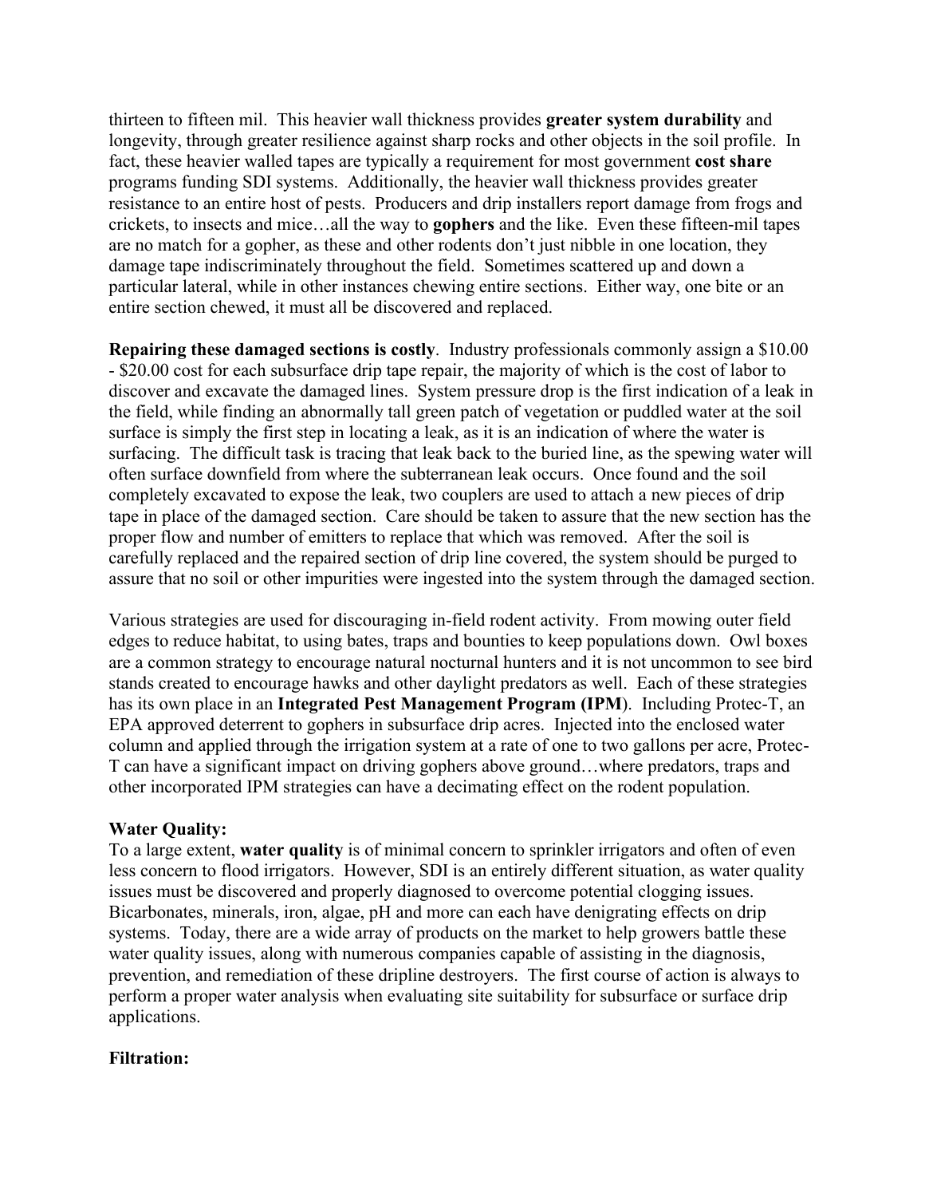thirteen to fifteen mil. This heavier wall thickness provides **greater system durability** and longevity, through greater resilience against sharp rocks and other objects in the soil profile. In fact, these heavier walled tapes are typically a requirement for most government **cost share** programs funding SDI systems. Additionally, the heavier wall thickness provides greater resistance to an entire host of pests. Producers and drip installers report damage from frogs and crickets, to insects and mice…all the way to **gophers** and the like. Even these fifteen-mil tapes are no match for a gopher, as these and other rodents don't just nibble in one location, they damage tape indiscriminately throughout the field. Sometimes scattered up and down a particular lateral, while in other instances chewing entire sections. Either way, one bite or an entire section chewed, it must all be discovered and replaced.

**Repairing these damaged sections is costly**. Industry professionals commonly assign a \$10.00 - \$20.00 cost for each subsurface drip tape repair, the majority of which is the cost of labor to discover and excavate the damaged lines. System pressure drop is the first indication of a leak in the field, while finding an abnormally tall green patch of vegetation or puddled water at the soil surface is simply the first step in locating a leak, as it is an indication of where the water is surfacing. The difficult task is tracing that leak back to the buried line, as the spewing water will often surface downfield from where the subterranean leak occurs. Once found and the soil completely excavated to expose the leak, two couplers are used to attach a new pieces of drip tape in place of the damaged section. Care should be taken to assure that the new section has the proper flow and number of emitters to replace that which was removed. After the soil is carefully replaced and the repaired section of drip line covered, the system should be purged to assure that no soil or other impurities were ingested into the system through the damaged section.

Various strategies are used for discouraging in-field rodent activity. From mowing outer field edges to reduce habitat, to using bates, traps and bounties to keep populations down. Owl boxes are a common strategy to encourage natural nocturnal hunters and it is not uncommon to see bird stands created to encourage hawks and other daylight predators as well. Each of these strategies has its own place in an **Integrated Pest Management Program (IPM)**. Including Protec-T, an EPA approved deterrent to gophers in subsurface drip acres. Injected into the enclosed water column and applied through the irrigation system at a rate of one to two gallons per acre, Protec-T can have a significant impact on driving gophers above ground…where predators, traps and other incorporated IPM strategies can have a decimating effect on the rodent population.

**Water Quality:**
To a large extent, **water quality** is of minimal concern to sprinkler irrigators and often of even less concern to flood irrigators. However, SDI is an entirely different situation, as water quality issues must be discovered and properly diagnosed to overcome potential clogging issues. Bicarbonates, minerals, iron, algae, pH and more can each have denigrating effects on drip systems. Today, there are a wide array of products on the market to help growers battle these water quality issues, along with numerous companies capable of assisting in the diagnosis, prevention, and remediation of these dripline destroyers. The first course of action is always to perform a proper water analysis when evaluating site suitability for subsurface or surface drip applications.

**Filtration:**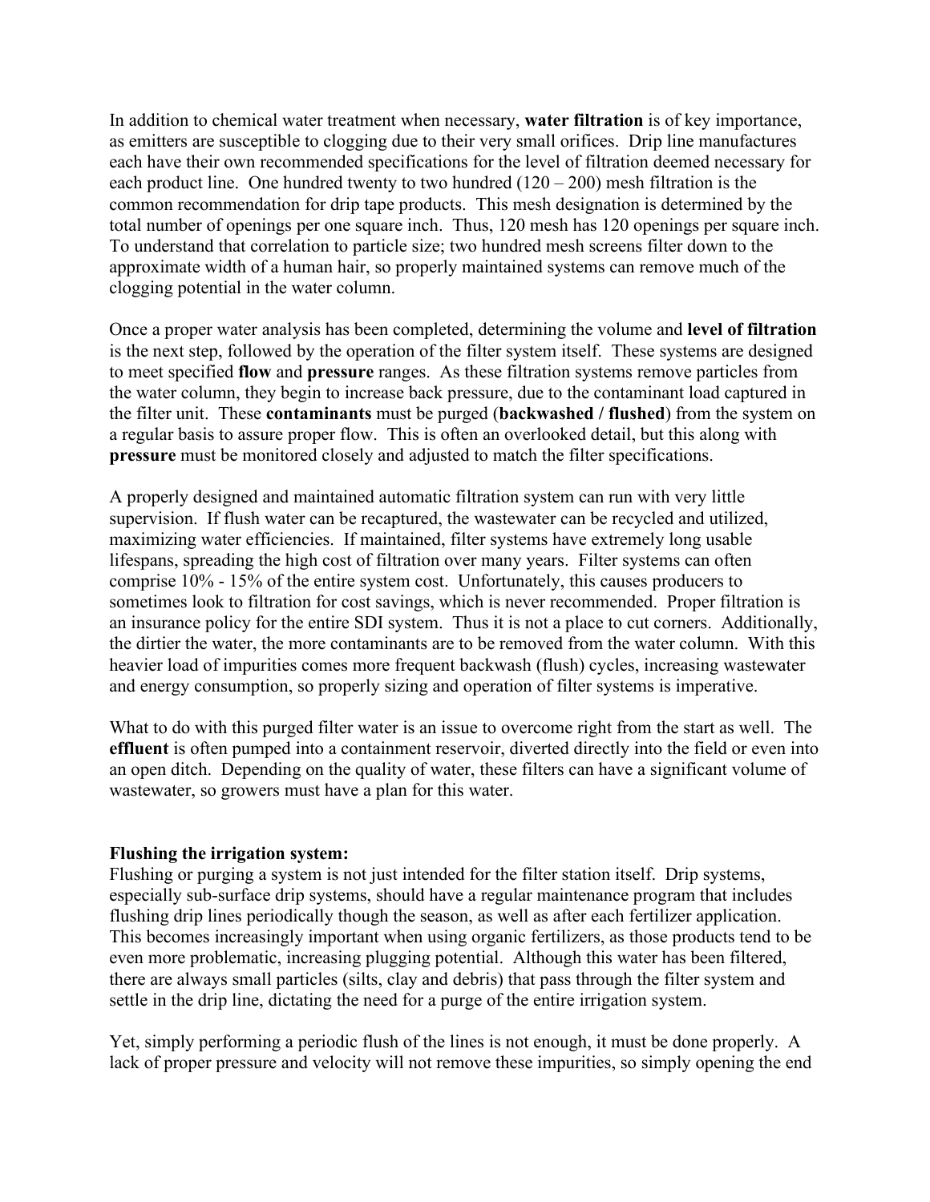In addition to chemical water treatment when necessary, **water filtration** is of key importance, as emitters are susceptible to clogging due to their very small orifices. Drip line manufactures each have their own recommended specifications for the level of filtration deemed necessary for each product line. One hundred twenty to two hundred (120 – 200) mesh filtration is the common recommendation for drip tape products. This mesh designation is determined by the total number of openings per one square inch. Thus, 120 mesh has 120 openings per square inch. To understand that correlation to particle size; two hundred mesh screens filter down to the approximate width of a human hair, so properly maintained systems can remove much of the clogging potential in the water column.

Once a proper water analysis has been completed, determining the volume and **level of filtration** is the next step, followed by the operation of the filter system itself. These systems are designed to meet specified **flow** and **pressure** ranges. As these filtration systems remove particles from the water column, they begin to increase back pressure, due to the contaminant load captured in the filter unit. These **contaminants** must be purged (**backwashed / flushed**) from the system on a regular basis to assure proper flow. This is often an overlooked detail, but this along with **pressure** must be monitored closely and adjusted to match the filter specifications.

A properly designed and maintained automatic filtration system can run with very little supervision. If flush water can be recaptured, the wastewater can be recycled and utilized, maximizing water efficiencies. If maintained, filter systems have extremely long usable lifespans, spreading the high cost of filtration over many years. Filter systems can often comprise 10% - 15% of the entire system cost. Unfortunately, this causes producers to sometimes look to filtration for cost savings, which is never recommended. Proper filtration is an insurance policy for the entire SDI system. Thus it is not a place to cut corners. Additionally, the dirtier the water, the more contaminants are to be removed from the water column. With this heavier load of impurities comes more frequent backwash (flush) cycles, increasing wastewater and energy consumption, so properly sizing and operation of filter systems is imperative.

What to do with this purged filter water is an issue to overcome right from the start as well. The **effluent** is often pumped into a containment reservoir, diverted directly into the field or even into an open ditch. Depending on the quality of water, these filters can have a significant volume of wastewater, so growers must have a plan for this water.

**Flushing the irrigation system:**

Flushing or purging a system is not just intended for the filter station itself. Drip systems, especially sub-surface drip systems, should have a regular maintenance program that includes flushing drip lines periodically though the season, as well as after each fertilizer application. This becomes increasingly important when using organic fertilizers, as those products tend to be even more problematic, increasing plugging potential. Although this water has been filtered, there are always small particles (silts, clay and debris) that pass through the filter system and settle in the drip line, dictating the need for a purge of the entire irrigation system.

Yet, simply performing a periodic flush of the lines is not enough, it must be done properly. A lack of proper pressure and velocity will not remove these impurities, so simply opening the end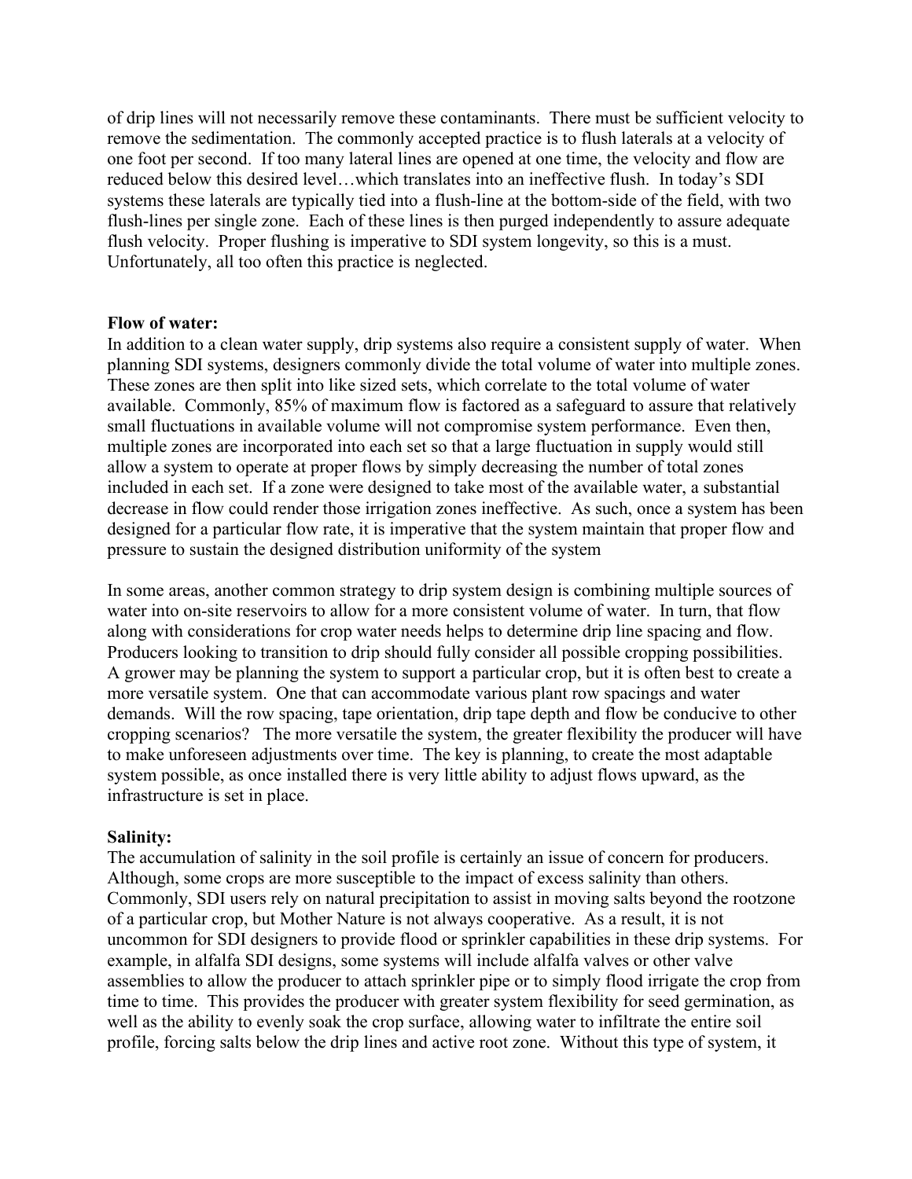of drip lines will not necessarily remove these contaminants. There must be sufficient velocity to remove the sedimentation. The commonly accepted practice is to flush laterals at a velocity of one foot per second. If too many lateral lines are opened at one time, the velocity and flow are reduced below this desired level…which translates into an ineffective flush. In today's SDI systems these laterals are typically tied into a flush-line at the bottom-side of the field, with two flush-lines per single zone. Each of these lines is then purged independently to assure adequate flush velocity. Proper flushing is imperative to SDI system longevity, so this is a must. Unfortunately, all too often this practice is neglected.

**Flow of water:**

In addition to a clean water supply, drip systems also require a consistent supply of water. When planning SDI systems, designers commonly divide the total volume of water into multiple zones. These zones are then split into like sized sets, which correlate to the total volume of water available. Commonly, 85% of maximum flow is factored as a safeguard to assure that relatively small fluctuations in available volume will not compromise system performance. Even then, multiple zones are incorporated into each set so that a large fluctuation in supply would still allow a system to operate at proper flows by simply decreasing the number of total zones included in each set. If a zone were designed to take most of the available water, a substantial decrease in flow could render those irrigation zones ineffective. As such, once a system has been designed for a particular flow rate, it is imperative that the system maintain that proper flow and pressure to sustain the designed distribution uniformity of the system

In some areas, another common strategy to drip system design is combining multiple sources of water into on-site reservoirs to allow for a more consistent volume of water. In turn, that flow along with considerations for crop water needs helps to determine drip line spacing and flow. Producers looking to transition to drip should fully consider all possible cropping possibilities. A grower may be planning the system to support a particular crop, but it is often best to create a more versatile system. One that can accommodate various plant row spacings and water demands. Will the row spacing, tape orientation, drip tape depth and flow be conducive to other cropping scenarios? The more versatile the system, the greater flexibility the producer will have to make unforeseen adjustments over time. The key is planning, to create the most adaptable system possible, as once installed there is very little ability to adjust flows upward, as the infrastructure is set in place.

**Salinity:**

The accumulation of salinity in the soil profile is certainly an issue of concern for producers. Although, some crops are more susceptible to the impact of excess salinity than others. Commonly, SDI users rely on natural precipitation to assist in moving salts beyond the rootzone of a particular crop, but Mother Nature is not always cooperative. As a result, it is not uncommon for SDI designers to provide flood or sprinkler capabilities in these drip systems. For example, in alfalfa SDI designs, some systems will include alfalfa valves or other valve assemblies to allow the producer to attach sprinkler pipe or to simply flood irrigate the crop from time to time. This provides the producer with greater system flexibility for seed germination, as well as the ability to evenly soak the crop surface, allowing water to infiltrate the entire soil profile, forcing salts below the drip lines and active root zone. Without this type of system, it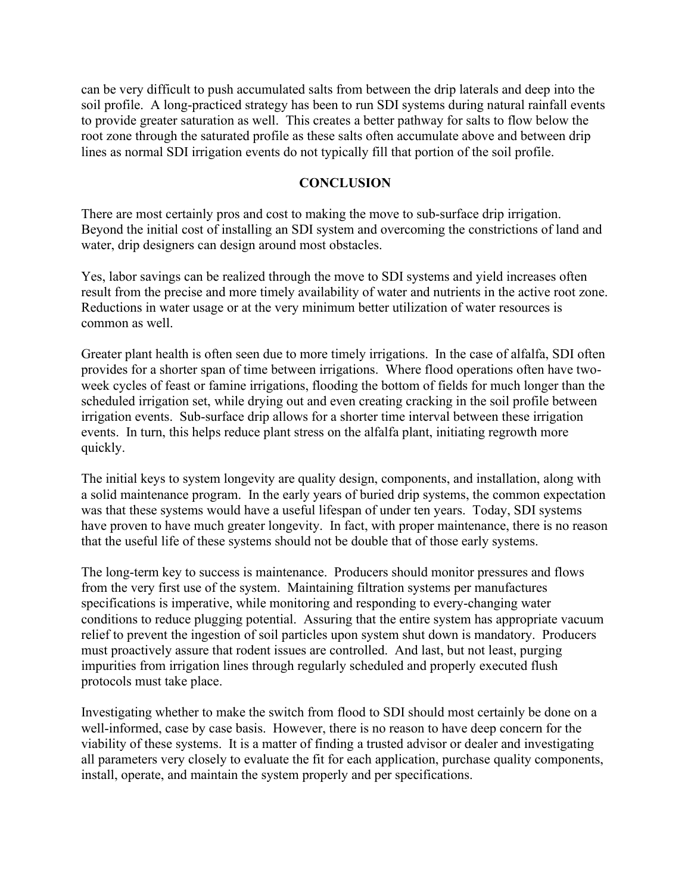can be very difficult to push accumulated salts from between the drip laterals and deep into the soil profile. A long-practiced strategy has been to run SDI systems during natural rainfall events to provide greater saturation as well. This creates a better pathway for salts to flow below the root zone through the saturated profile as these salts often accumulate above and between drip lines as normal SDI irrigation events do not typically fill that portion of the soil profile.

## CONCLUSION

There are most certainly pros and cost to making the move to sub-surface drip irrigation. Beyond the initial cost of installing an SDI system and overcoming the constrictions of land and water, drip designers can design around most obstacles.

Yes, labor savings can be realized through the move to SDI systems and yield increases often result from the precise and more timely availability of water and nutrients in the active root zone. Reductions in water usage or at the very minimum better utilization of water resources is common as well.

Greater plant health is often seen due to more timely irrigations. In the case of alfalfa, SDI often provides for a shorter span of time between irrigations. Where flood operations often have two-week cycles of feast or famine irrigations, flooding the bottom of fields for much longer than the scheduled irrigation set, while drying out and even creating cracking in the soil profile between irrigation events. Sub-surface drip allows for a shorter time interval between these irrigation events. In turn, this helps reduce plant stress on the alfalfa plant, initiating regrowth more quickly.

The initial keys to system longevity are quality design, components, and installation, along with a solid maintenance program. In the early years of buried drip systems, the common expectation was that these systems would have a useful lifespan of under ten years. Today, SDI systems have proven to have much greater longevity. In fact, with proper maintenance, there is no reason that the useful life of these systems should not be double that of those early systems.

The long-term key to success is maintenance. Producers should monitor pressures and flows from the very first use of the system. Maintaining filtration systems per manufactures specifications is imperative, while monitoring and responding to every-changing water conditions to reduce plugging potential. Assuring that the entire system has appropriate vacuum relief to prevent the ingestion of soil particles upon system shut down is mandatory. Producers must proactively assure that rodent issues are controlled. And last, but not least, purging impurities from irrigation lines through regularly scheduled and properly executed flush protocols must take place.

Investigating whether to make the switch from flood to SDI should most certainly be done on a well-informed, case by case basis. However, there is no reason to have deep concern for the viability of these systems. It is a matter of finding a trusted advisor or dealer and investigating all parameters very closely to evaluate the fit for each application, purchase quality components, install, operate, and maintain the system properly and per specifications.